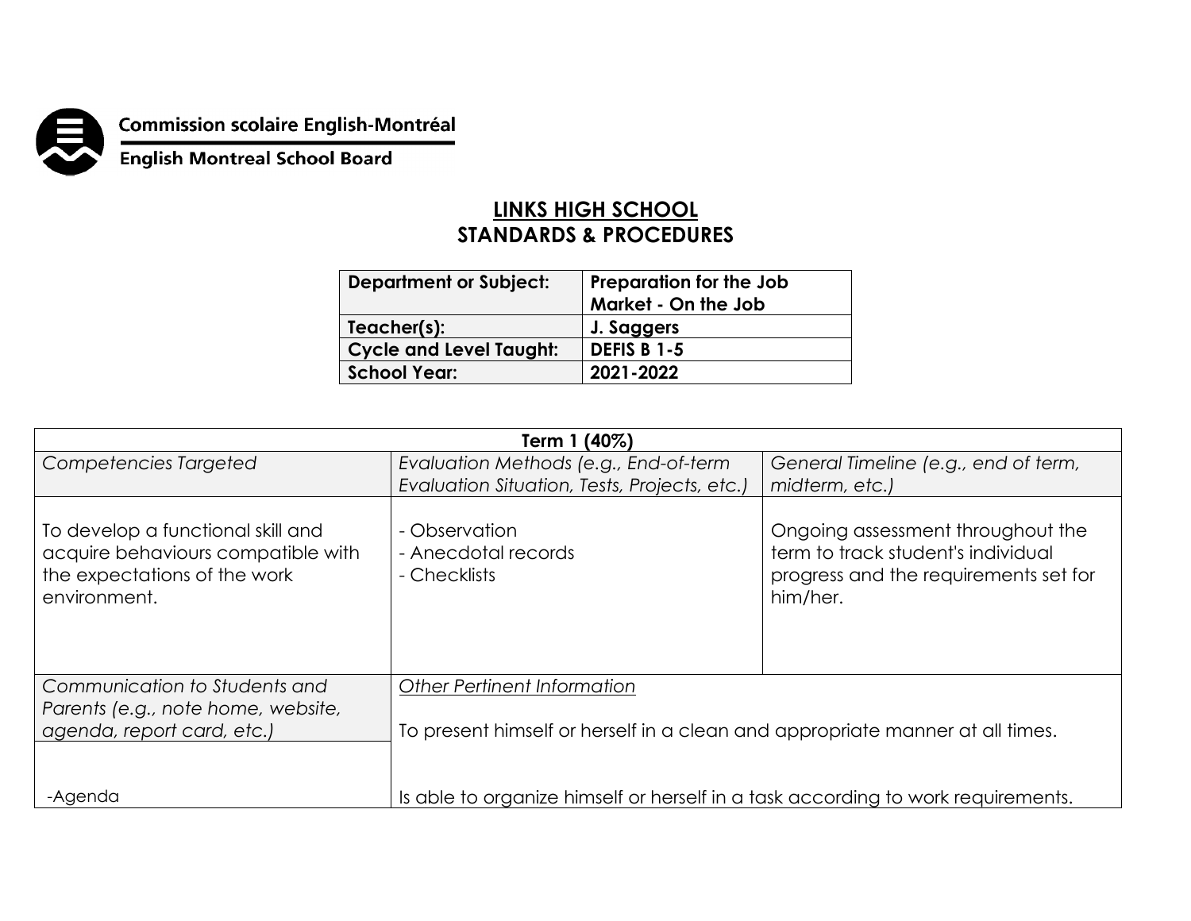Commission scolaire English-Montréal

English Montreal School Board

# LINKS HIGH SCHOOL
## STANDARDS & PROCEDURES

| Department or Subject: | Preparation for the Job Market - On the Job |
|---|---|
| Teacher(s): | J. Saggers |
| Cycle and Level Taught: | DEFIS B 1-5 |
| School Year: | 2021-2022 |

| Term 1 (40%) | | |
|---|---|---|
| *Competencies Targeted* | *Evaluation Methods (e.g., End-of-term Evaluation Situation, Tests, Projects, etc.)* | *General Timeline (e.g., end of term, midterm, etc.)* |
| To develop a functional skill and acquire behaviours compatible with the expectations of the work environment. | - Observation<br>- Anecdotal records<br>- Checklists | Ongoing assessment throughout the term to track student's individual progress and the requirements set for him/her. |
| *Communication to Students and Parents (e.g., note home, website, agenda, report card, etc.)* | *Other Pertinent Information* | |
| -Agenda | To present himself or herself in a clean and appropriate manner at all times.<br><br>Is able to organize himself or herself in a task according to work requirements. | |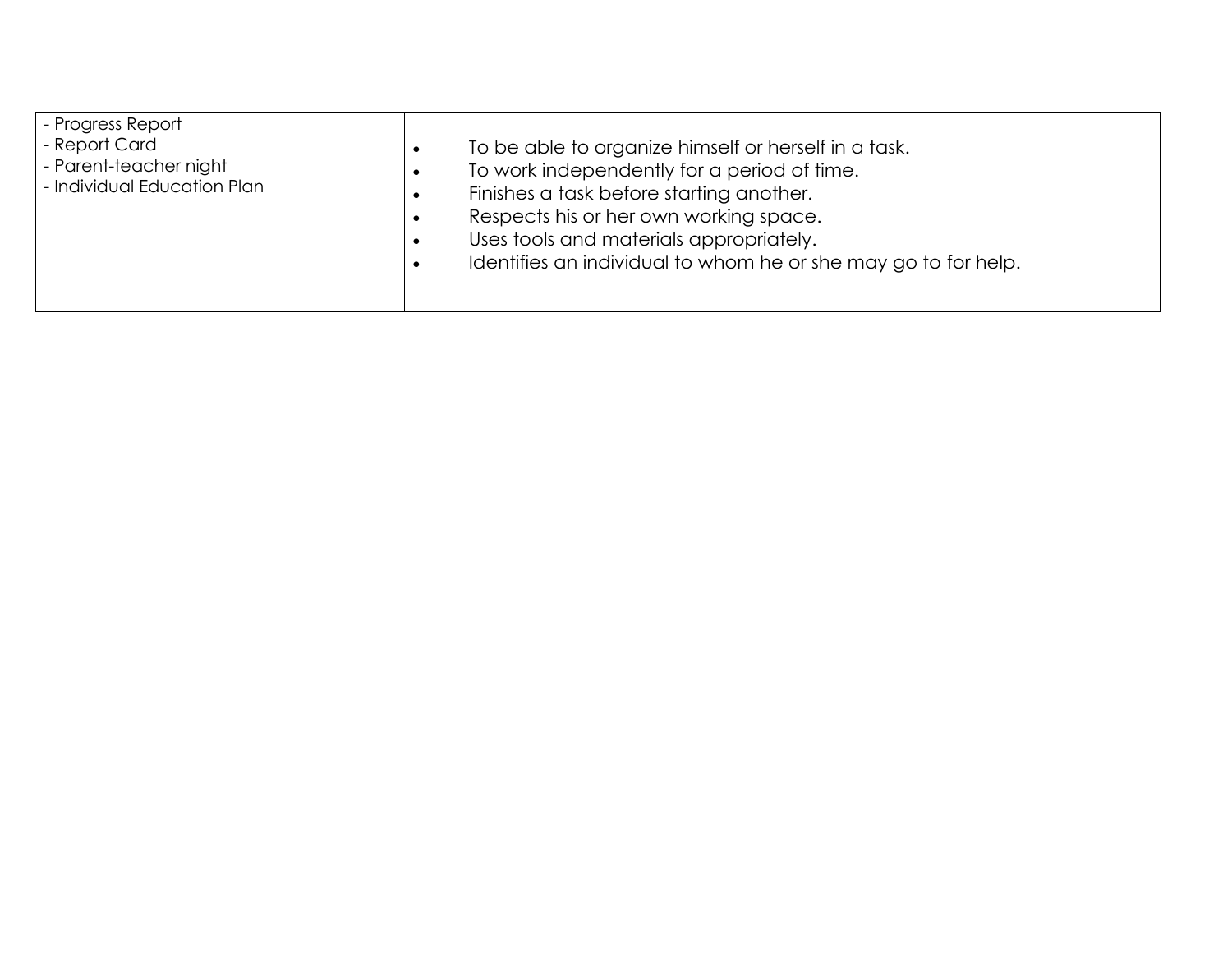| | |
|---|---|
| - Progress Report<br>- Report Card<br>- Parent-teacher night<br>- Individual Education Plan | • To be able to organize himself or herself in a task.<br>• To work independently for a period of time.<br>• Finishes a task before starting another.<br>• Respects his or her own working space.<br>• Uses tools and materials appropriately.<br>• Identifies an individual to whom he or she may go to for help. |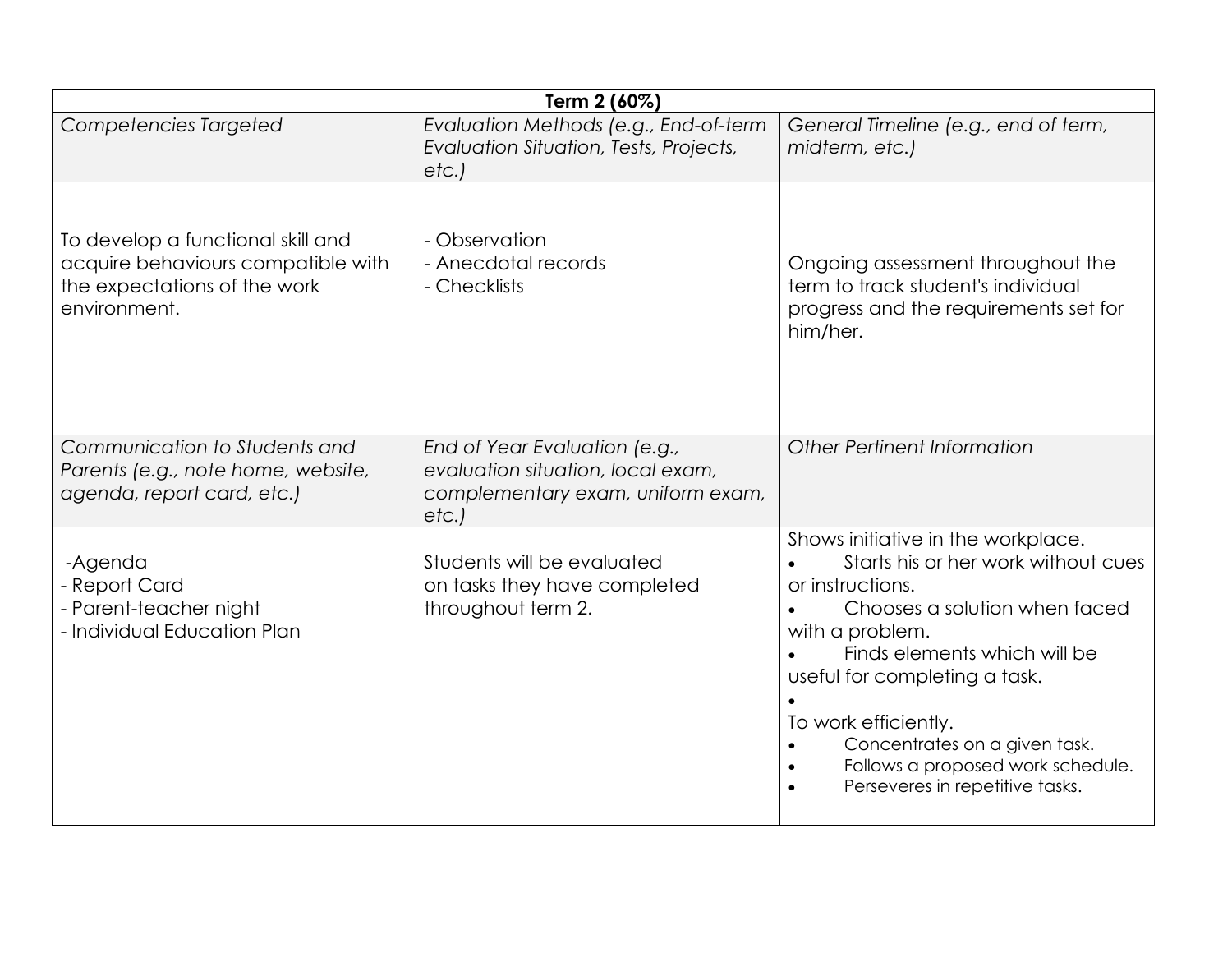| Term 2 (60%) | | |
|---|---|---|
| *Competencies Targeted* | *Evaluation Methods (e.g., End-of-term Evaluation Situation, Tests, Projects, etc.)* | *General Timeline (e.g., end of term, midterm, etc.)* |
| To develop a functional skill and acquire behaviours compatible with the expectations of the work environment. | - Observation<br>- Anecdotal records<br>- Checklists | Ongoing assessment throughout the term to track student's individual progress and the requirements set for him/her. |
| *Communication to Students and Parents (e.g., note home, website, agenda, report card, etc.)* | *End of Year Evaluation (e.g., evaluation situation, local exam, complementary exam, uniform exam, etc.)* | *Other Pertinent Information* |
| -Agenda<br>- Report Card<br>- Parent-teacher night<br>- Individual Education Plan | Students will be evaluated on tasks they have completed throughout term 2. | Shows initiative in the workplace.<br>• Starts his or her work without cues or instructions.<br>• Chooses a solution when faced with a problem.<br>• Finds elements which will be useful for completing a task.<br>•<br>To work efficiently.<br>• Concentrates on a given task.<br>• Follows a proposed work schedule.<br>• Perseveres in repetitive tasks. |